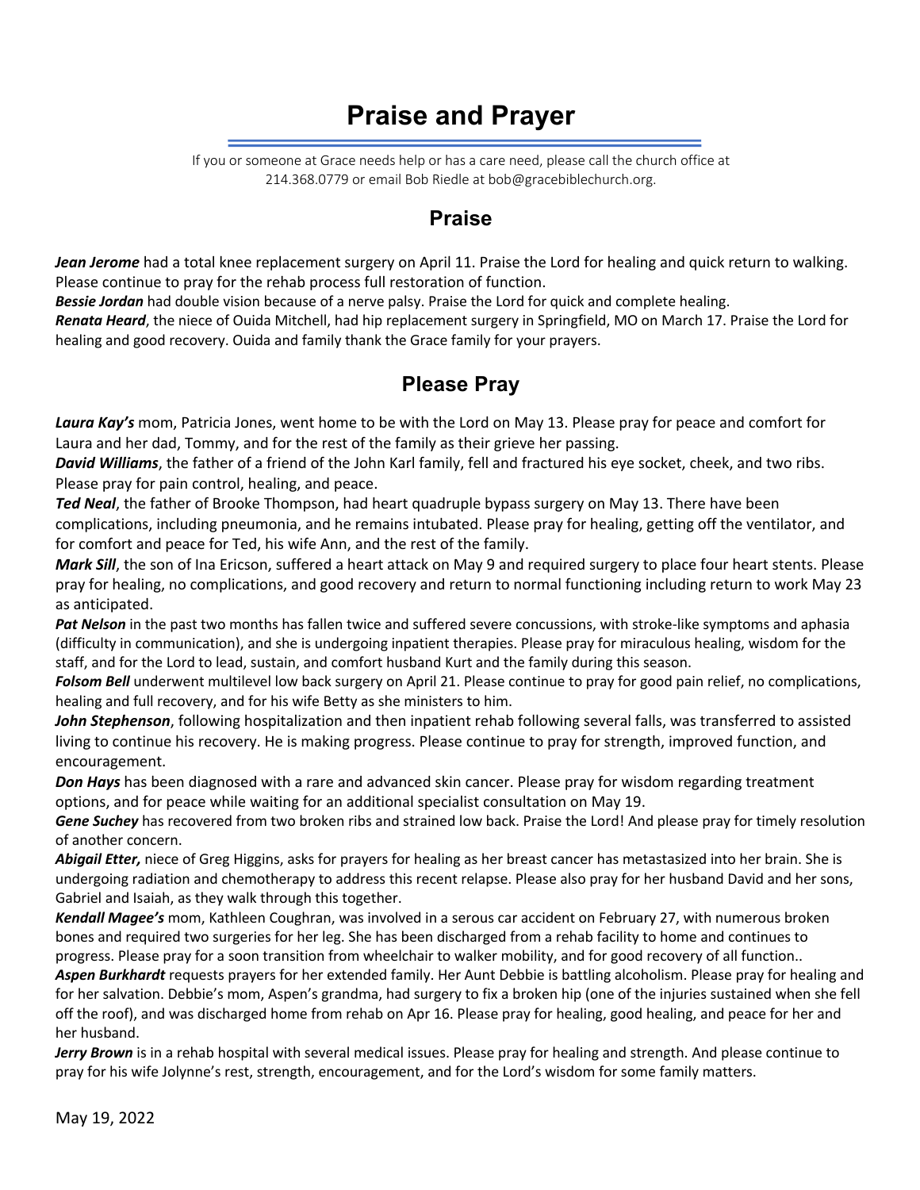# Praise and Prayer

If you or someone at Grace needs help or has a care need, please call the church office at 214.368.0779 or email Bob Riedle at bob@gracebiblechurch.org.

## Praise

***Jean Jerome*** had a total knee replacement surgery on April 11. Praise the Lord for healing and quick return to walking. Please continue to pray for the rehab process full restoration of function.

***Bessie Jordan*** had double vision because of a nerve palsy. Praise the Lord for quick and complete healing.

***Renata Heard***, the niece of Ouida Mitchell, had hip replacement surgery in Springfield, MO on March 17. Praise the Lord for healing and good recovery. Ouida and family thank the Grace family for your prayers.

## Please Pray

***Laura Kay's*** mom, Patricia Jones, went home to be with the Lord on May 13. Please pray for peace and comfort for Laura and her dad, Tommy, and for the rest of the family as their grieve her passing.

***David Williams***, the father of a friend of the John Karl family, fell and fractured his eye socket, cheek, and two ribs. Please pray for pain control, healing, and peace.

***Ted Neal***, the father of Brooke Thompson, had heart quadruple bypass surgery on May 13. There have been complications, including pneumonia, and he remains intubated. Please pray for healing, getting off the ventilator, and for comfort and peace for Ted, his wife Ann, and the rest of the family.

***Mark Sill***, the son of Ina Ericson, suffered a heart attack on May 9 and required surgery to place four heart stents. Please pray for healing, no complications, and good recovery and return to normal functioning including return to work May 23 as anticipated.

***Pat Nelson*** in the past two months has fallen twice and suffered severe concussions, with stroke-like symptoms and aphasia (difficulty in communication), and she is undergoing inpatient therapies. Please pray for miraculous healing, wisdom for the staff, and for the Lord to lead, sustain, and comfort husband Kurt and the family during this season.

***Folsom Bell*** underwent multilevel low back surgery on April 21. Please continue to pray for good pain relief, no complications, healing and full recovery, and for his wife Betty as she ministers to him.

***John Stephenson***, following hospitalization and then inpatient rehab following several falls, was transferred to assisted living to continue his recovery. He is making progress. Please continue to pray for strength, improved function, and encouragement.

***Don Hays*** has been diagnosed with a rare and advanced skin cancer. Please pray for wisdom regarding treatment options, and for peace while waiting for an additional specialist consultation on May 19.

***Gene Suchey*** has recovered from two broken ribs and strained low back. Praise the Lord! And please pray for timely resolution of another concern.

***Abigail Etter,*** niece of Greg Higgins, asks for prayers for healing as her breast cancer has metastasized into her brain. She is undergoing radiation and chemotherapy to address this recent relapse. Please also pray for her husband David and her sons, Gabriel and Isaiah, as they walk through this together.

***Kendall Magee's*** mom, Kathleen Coughran, was involved in a serous car accident on February 27, with numerous broken bones and required two surgeries for her leg. She has been discharged from a rehab facility to home and continues to progress. Please pray for a soon transition from wheelchair to walker mobility, and for good recovery of all function..

***Aspen Burkhardt*** requests prayers for her extended family. Her Aunt Debbie is battling alcoholism. Please pray for healing and for her salvation. Debbie's mom, Aspen's grandma, had surgery to fix a broken hip (one of the injuries sustained when she fell off the roof), and was discharged home from rehab on Apr 16. Please pray for healing, good healing, and peace for her and her husband.

***Jerry Brown*** is in a rehab hospital with several medical issues. Please pray for healing and strength. And please continue to pray for his wife Jolynne's rest, strength, encouragement, and for the Lord's wisdom for some family matters.

May 19, 2022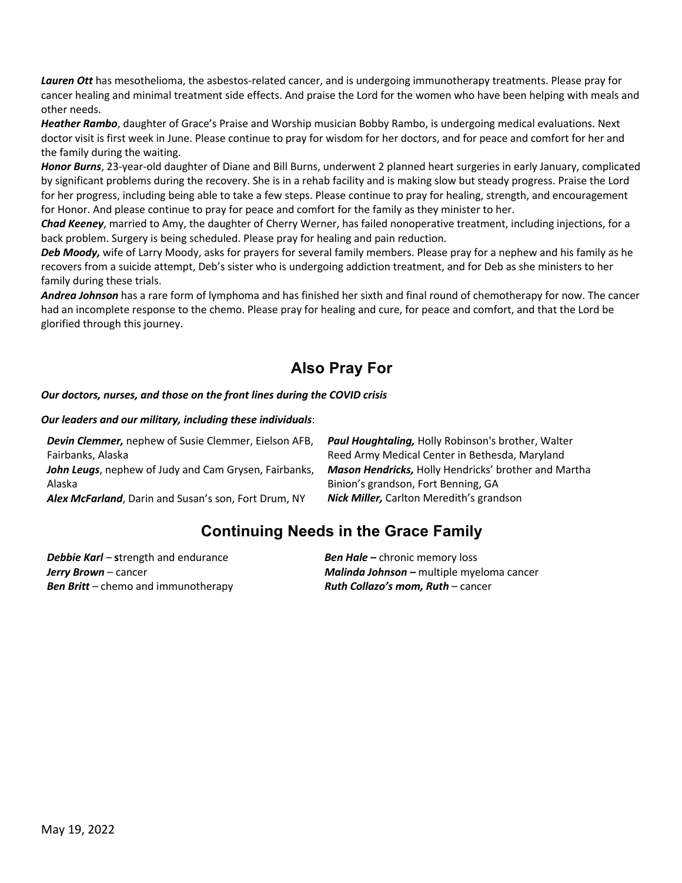***Lauren Ott*** has mesothelioma, the asbestos-related cancer, and is undergoing immunotherapy treatments. Please pray for cancer healing and minimal treatment side effects. And praise the Lord for the women who have been helping with meals and other needs.

***Heather Rambo***, daughter of Grace's Praise and Worship musician Bobby Rambo, is undergoing medical evaluations. Next doctor visit is first week in June. Please continue to pray for wisdom for her doctors, and for peace and comfort for her and the family during the waiting.

***Honor Burns***, 23-year-old daughter of Diane and Bill Burns, underwent 2 planned heart surgeries in early January, complicated by significant problems during the recovery. She is in a rehab facility and is making slow but steady progress. Praise the Lord for her progress, including being able to take a few steps. Please continue to pray for healing, strength, and encouragement for Honor. And please continue to pray for peace and comfort for the family as they minister to her.

***Chad Keeney***, married to Amy, the daughter of Cherry Werner, has failed nonoperative treatment, including injections, for a back problem. Surgery is being scheduled. Please pray for healing and pain reduction.

***Deb Moody,*** wife of Larry Moody, asks for prayers for several family members. Please pray for a nephew and his family as he recovers from a suicide attempt, Deb's sister who is undergoing addiction treatment, and for Deb as she ministers to her family during these trials.

***Andrea Johnson*** has a rare form of lymphoma and has finished her sixth and final round of chemotherapy for now. The cancer had an incomplete response to the chemo. Please pray for healing and cure, for peace and comfort, and that the Lord be glorified through this journey.

## Also Pray For

***Our doctors, nurses, and those on the front lines during the COVID crisis***

***Our leaders and our military, including these individuals***:

***Devin Clemmer,*** nephew of Susie Clemmer, Eielson AFB, Fairbanks, Alaska
***John Leugs***, nephew of Judy and Cam Grysen, Fairbanks, Alaska
***Alex McFarland***, Darin and Susan's son, Fort Drum, NY
***Paul Houghtaling,*** Holly Robinson's brother, Walter Reed Army Medical Center in Bethesda, Maryland
***Mason Hendricks,*** Holly Hendricks' brother and Martha Binion's grandson, Fort Benning, GA
***Nick Miller,*** Carlton Meredith's grandson

## Continuing Needs in the Grace Family

***Debbie Karl*** – **s**trength and endurance
***Jerry Brown*** – cancer
***Ben Britt*** – chemo and immunotherapy
***Ben Hale –*** chronic memory loss
***Malinda Johnson –*** multiple myeloma cancer
***Ruth Collazo's mom, Ruth*** – cancer

May 19, 2022